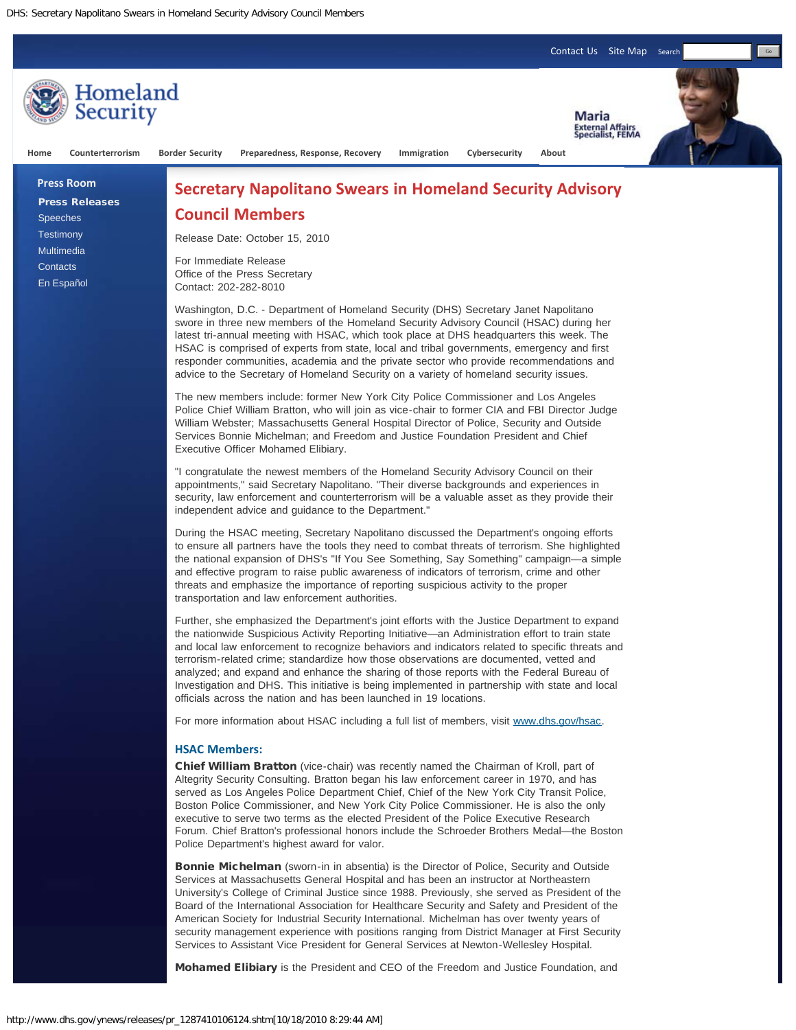# Secretary Napolitano Swears in Homeland Security Advisory Council Members

Release Date: October 15, 2010

For Immediate Release
Office of the Press Secretary
Contact: 202-282-8010

Washington, D.C. - Department of Homeland Security (DHS) Secretary Janet Napolitano swore in three new members of the Homeland Security Advisory Council (HSAC) during her latest tri-annual meeting with HSAC, which took place at DHS headquarters this week. The HSAC is comprised of experts from state, local and tribal governments, emergency and first responder communities, academia and the private sector who provide recommendations and advice to the Secretary of Homeland Security on a variety of homeland security issues.

The new members include: former New York City Police Commissioner and Los Angeles Police Chief William Bratton, who will join as vice-chair to former CIA and FBI Director Judge William Webster; Massachusetts General Hospital Director of Police, Security and Outside Services Bonnie Michelman; and Freedom and Justice Foundation President and Chief Executive Officer Mohamed Elibiary.

"I congratulate the newest members of the Homeland Security Advisory Council on their appointments," said Secretary Napolitano. "Their diverse backgrounds and experiences in security, law enforcement and counterterrorism will be a valuable asset as they provide their independent advice and guidance to the Department."

During the HSAC meeting, Secretary Napolitano discussed the Department's ongoing efforts to ensure all partners have the tools they need to combat threats of terrorism. She highlighted the national expansion of DHS's "If You See Something, Say Something" campaign—a simple and effective program to raise public awareness of indicators of terrorism, crime and other threats and emphasize the importance of reporting suspicious activity to the proper transportation and law enforcement authorities.

Further, she emphasized the Department's joint efforts with the Justice Department to expand the nationwide Suspicious Activity Reporting Initiative—an Administration effort to train state and local law enforcement to recognize behaviors and indicators related to specific threats and terrorism-related crime; standardize how those observations are documented, vetted and analyzed; and expand and enhance the sharing of those reports with the Federal Bureau of Investigation and DHS. This initiative is being implemented in partnership with state and local officials across the nation and has been launched in 19 locations.

For more information about HSAC including a full list of members, visit www.dhs.gov/hsac.

### HSAC Members:

**Chief William Bratton** (vice-chair) was recently named the Chairman of Kroll, part of Altegrity Security Consulting. Bratton began his law enforcement career in 1970, and has served as Los Angeles Police Department Chief, Chief of the New York City Transit Police, Boston Police Commissioner, and New York City Police Commissioner. He is also the only executive to serve two terms as the elected President of the Police Executive Research Forum. Chief Bratton's professional honors include the Schroeder Brothers Medal—the Boston Police Department's highest award for valor.

**Bonnie Michelman** (sworn-in in absentia) is the Director of Police, Security and Outside Services at Massachusetts General Hospital and has been an instructor at Northeastern University's College of Criminal Justice since 1988. Previously, she served as President of the Board of the International Association for Healthcare Security and Safety and President of the American Society for Industrial Security International. Michelman has over twenty years of security management experience with positions ranging from District Manager at First Security Services to Assistant Vice President for General Services at Newton-Wellesley Hospital.

**Mohamed Elibiary** is the President and CEO of the Freedom and Justice Foundation, and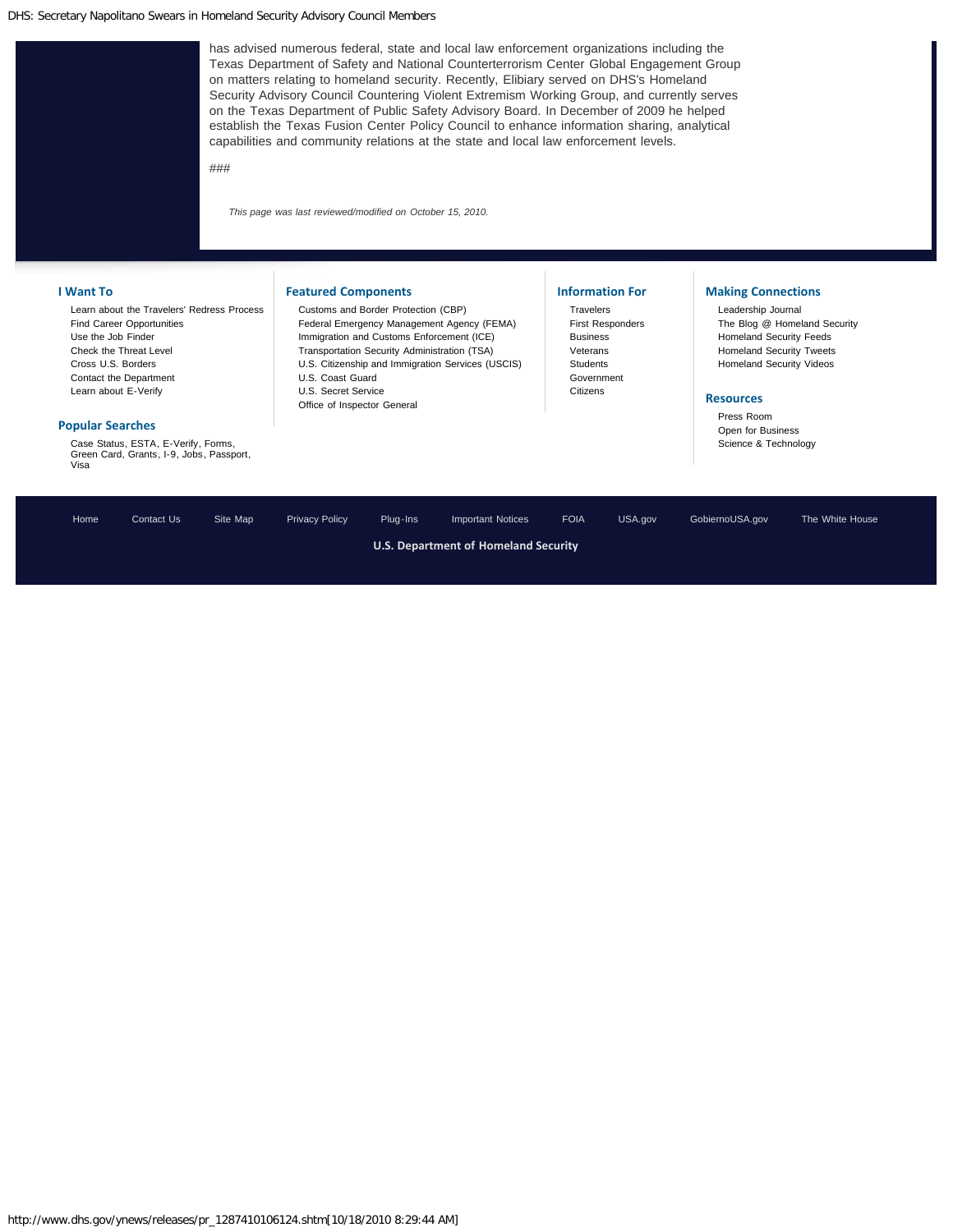has advised numerous federal, state and local law enforcement organizations including the Texas Department of Safety and National Counterterrorism Center Global Engagement Group on matters relating to homeland security. Recently, Elibiary served on DHS's Homeland Security Advisory Council Countering Violent Extremism Working Group, and currently serves on the Texas Department of Public Safety Advisory Board. In December of 2009 he helped establish the Texas Fusion Center Policy Council to enhance information sharing, analytical capabilities and community relations at the state and local law enforcement levels.

###

*This page was last reviewed/modified on October 15, 2010.*

**I Want To**

- Learn about the Travelers' Redress Process
- Find Career Opportunities
- Use the Job Finder
- Check the Threat Level
- Cross U.S. Borders
- Contact the Department
- Learn about E-Verify

**Popular Searches**

Case Status, ESTA, E-Verify, Forms, Green Card, Grants, I-9, Jobs, Passport, Visa

**Featured Components**

- Customs and Border Protection (CBP)
- Federal Emergency Management Agency (FEMA)
- Immigration and Customs Enforcement (ICE)
- Transportation Security Administration (TSA)
- U.S. Citizenship and Immigration Services (USCIS)
- U.S. Coast Guard
- U.S. Secret Service
- Office of Inspector General

**Information For**

- Travelers
- First Responders
- Business
- Veterans
- Students
- Government
- Citizens

**Making Connections**

- Leadership Journal
- The Blog @ Homeland Security
- Homeland Security Feeds
- Homeland Security Tweets
- Homeland Security Videos

**Resources**

- Press Room
- Open for Business
- Science & Technology

Home | Contact Us | Site Map | Privacy Policy | Plug-Ins | Important Notices | FOIA | USA.gov | GobiernoUSA.gov | The White House

**U.S. Department of Homeland Security**